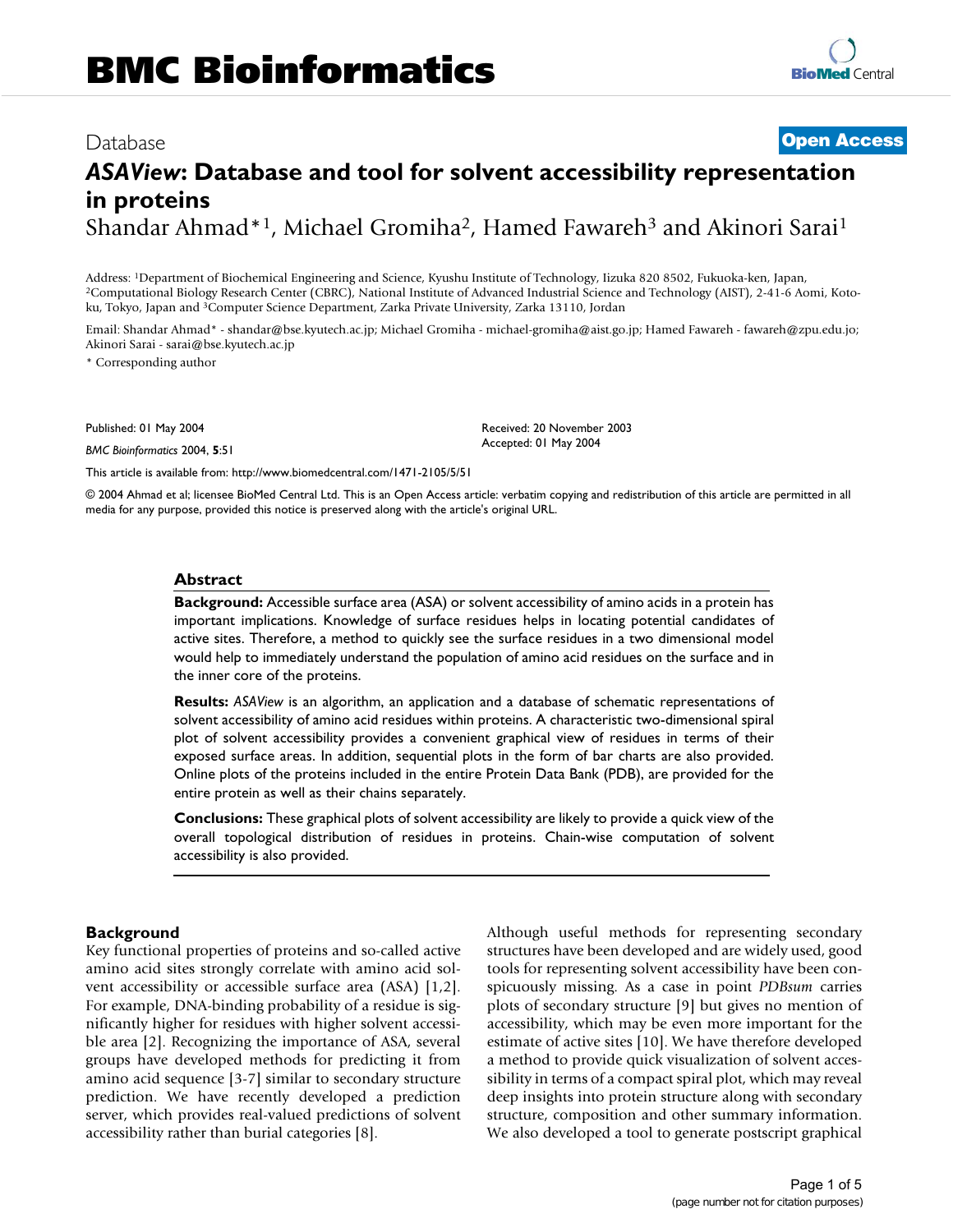# BMC Bioinformatics

Database

**Open Access**

# *ASAView*: Database and tool for solvent accessibility representation in proteins

Shandar Ahmad*[1], Michael Gromiha[2], Hamed Fawareh[3] and Akinori Sarai[1]

Address: [1]Department of Biochemical Engineering and Science, Kyushu Institute of Technology, Iizuka 820 8502, Fukuoka-ken, Japan, [2]Computational Biology Research Center (CBRC), National Institute of Advanced Industrial Science and Technology (AIST), 2-41-6 Aomi, Koto-ku, Tokyo, Japan and [3]Computer Science Department, Zarka Private University, Zarka 13110, Jordan

Email: Shandar Ahmad* - shandar@bse.kyutech.ac.jp; Michael Gromiha - michael-gromiha@aist.go.jp; Hamed Fawareh - fawareh@zpu.edu.jo; Akinori Sarai - sarai@bse.kyutech.ac.jp

\* Corresponding author

Published: 01 May 2004

*BMC Bioinformatics* 2004, **5**:51

Received: 20 November 2003
Accepted: 01 May 2004

This article is available from: http://www.biomedcentral.com/1471-2105/5/51

© 2004 Ahmad et al; licensee BioMed Central Ltd. This is an Open Access article: verbatim copying and redistribution of this article are permitted in all media for any purpose, provided this notice is preserved along with the article's original URL.

## Abstract

**Background:** Accessible surface area (ASA) or solvent accessibility of amino acids in a protein has important implications. Knowledge of surface residues helps in locating potential candidates of active sites. Therefore, a method to quickly see the surface residues in a two dimensional model would help to immediately understand the population of amino acid residues on the surface and in the inner core of the proteins.

**Results:** *ASAView* is an algorithm, an application and a database of schematic representations of solvent accessibility of amino acid residues within proteins. A characteristic two-dimensional spiral plot of solvent accessibility provides a convenient graphical view of residues in terms of their exposed surface areas. In addition, sequential plots in the form of bar charts are also provided. Online plots of the proteins included in the entire Protein Data Bank (PDB), are provided for the entire protein as well as their chains separately.

**Conclusions:** These graphical plots of solvent accessibility are likely to provide a quick view of the overall topological distribution of residues in proteins. Chain-wise computation of solvent accessibility is also provided.

## Background

Key functional properties of proteins and so-called active amino acid sites strongly correlate with amino acid solvent accessibility or accessible surface area (ASA) [1,2]. For example, DNA-binding probability of a residue is significantly higher for residues with higher solvent accessible area [2]. Recognizing the importance of ASA, several groups have developed methods for predicting it from amino acid sequence [3-7] similar to secondary structure prediction. We have recently developed a prediction server, which provides real-valued predictions of solvent accessibility rather than burial categories [8].

Although useful methods for representing secondary structures have been developed and are widely used, good tools for representing solvent accessibility have been conspicuously missing. As a case in point *PDBsum* carries plots of secondary structure [9] but gives no mention of accessibility, which may be even more important for the estimate of active sites [10]. We have therefore developed a method to provide quick visualization of solvent accessibility in terms of a compact spiral plot, which may reveal deep insights into protein structure along with secondary structure, composition and other summary information. We also developed a tool to generate postscript graphical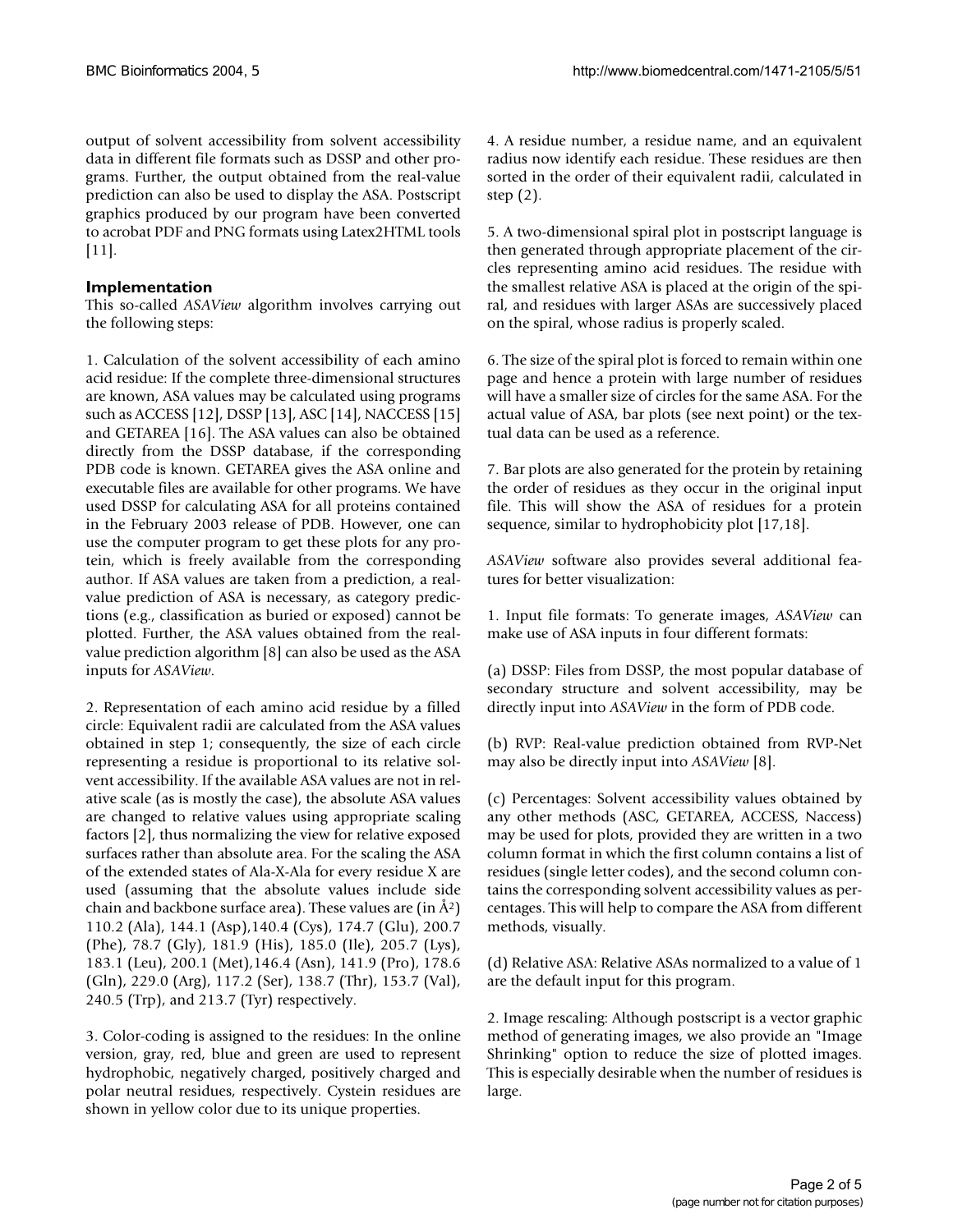output of solvent accessibility from solvent accessibility data in different file formats such as DSSP and other programs. Further, the output obtained from the real-value prediction can also be used to display the ASA. Postscript graphics produced by our program have been converted to acrobat PDF and PNG formats using Latex2HTML tools [11].

## Implementation

This so-called *ASAView* algorithm involves carrying out the following steps:

1. Calculation of the solvent accessibility of each amino acid residue: If the complete three-dimensional structures are known, ASA values may be calculated using programs such as ACCESS [12], DSSP [13], ASC [14], NACCESS [15] and GETAREA [16]. The ASA values can also be obtained directly from the DSSP database, if the corresponding PDB code is known. GETAREA gives the ASA online and executable files are available for other programs. We have used DSSP for calculating ASA for all proteins contained in the February 2003 release of PDB. However, one can use the computer program to get these plots for any protein, which is freely available from the corresponding author. If ASA values are taken from a prediction, a real-value prediction of ASA is necessary, as category predictions (e.g., classification as buried or exposed) cannot be plotted. Further, the ASA values obtained from the real-value prediction algorithm [8] can also be used as the ASA inputs for *ASAView*.

2. Representation of each amino acid residue by a filled circle: Equivalent radii are calculated from the ASA values obtained in step 1; consequently, the size of each circle representing a residue is proportional to its relative solvent accessibility. If the available ASA values are not in relative scale (as is mostly the case), the absolute ASA values are changed to relative values using appropriate scaling factors [2], thus normalizing the view for relative exposed surfaces rather than absolute area. For the scaling the ASA of the extended states of Ala-X-Ala for every residue X are used (assuming that the absolute values include side chain and backbone surface area). These values are (in Å$^2$) 110.2 (Ala), 144.1 (Asp),140.4 (Cys), 174.7 (Glu), 200.7 (Phe), 78.7 (Gly), 181.9 (His), 185.0 (Ile), 205.7 (Lys), 183.1 (Leu), 200.1 (Met),146.4 (Asn), 141.9 (Pro), 178.6 (Gln), 229.0 (Arg), 117.2 (Ser), 138.7 (Thr), 153.7 (Val), 240.5 (Trp), and 213.7 (Tyr) respectively.

3. Color-coding is assigned to the residues: In the online version, gray, red, blue and green are used to represent hydrophobic, negatively charged, positively charged and polar neutral residues, respectively. Cystein residues are shown in yellow color due to its unique properties.

4. A residue number, a residue name, and an equivalent radius now identify each residue. These residues are then sorted in the order of their equivalent radii, calculated in step (2).

5. A two-dimensional spiral plot in postscript language is then generated through appropriate placement of the circles representing amino acid residues. The residue with the smallest relative ASA is placed at the origin of the spiral, and residues with larger ASAs are successively placed on the spiral, whose radius is properly scaled.

6. The size of the spiral plot is forced to remain within one page and hence a protein with large number of residues will have a smaller size of circles for the same ASA. For the actual value of ASA, bar plots (see next point) or the textual data can be used as a reference.

7. Bar plots are also generated for the protein by retaining the order of residues as they occur in the original input file. This will show the ASA of residues for a protein sequence, similar to hydrophobicity plot [17,18].

*ASAView* software also provides several additional features for better visualization:

1. Input file formats: To generate images, *ASAView* can make use of ASA inputs in four different formats:

(a) DSSP: Files from DSSP, the most popular database of secondary structure and solvent accessibility, may be directly input into *ASAView* in the form of PDB code.

(b) RVP: Real-value prediction obtained from RVP-Net may also be directly input into *ASAView* [8].

(c) Percentages: Solvent accessibility values obtained by any other methods (ASC, GETAREA, ACCESS, Naccess) may be used for plots, provided they are written in a two column format in which the first column contains a list of residues (single letter codes), and the second column contains the corresponding solvent accessibility values as percentages. This will help to compare the ASA from different methods, visually.

(d) Relative ASA: Relative ASAs normalized to a value of 1 are the default input for this program.

2. Image rescaling: Although postscript is a vector graphic method of generating images, we also provide an "Image Shrinking" option to reduce the size of plotted images. This is especially desirable when the number of residues is large.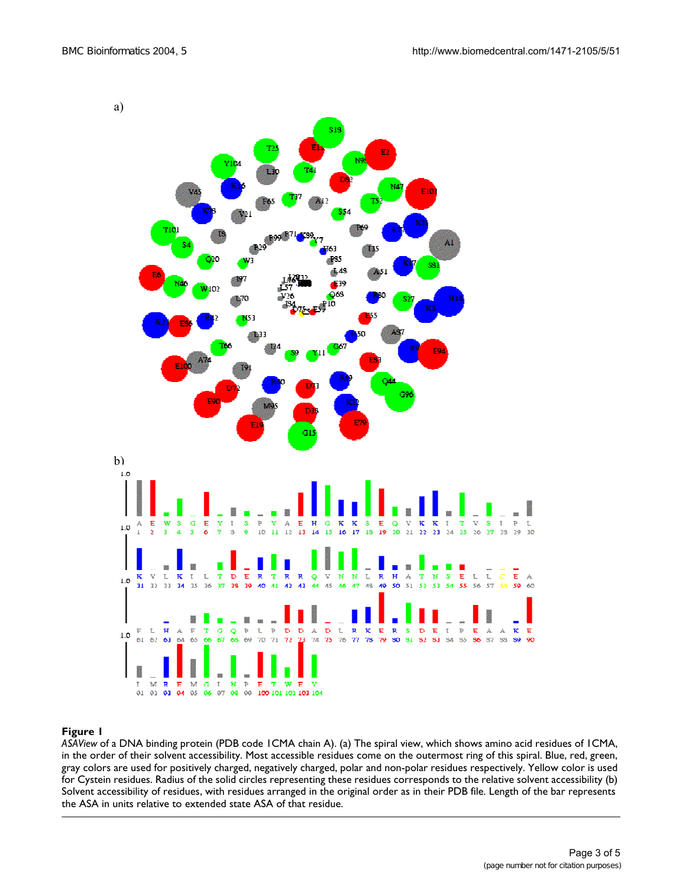**Figure 1**

*ASAView* of a DNA binding protein (PDB code 1CMA chain A). (a) The spiral view, which shows amino acid residues of 1CMA, in the order of their solvent accessibility. Most accessible residues come on the outermost ring of this spiral. Blue, red, green, gray colors are used for positively charged, negatively charged, polar and non-polar residues respectively. Yellow color is used for Cystein residues. Radius of the solid circles representing these residues corresponds to the relative solvent accessibility (b) Solvent accessibility of residues, with residues arranged in the original order as in their PDB file. Length of the bar represents the ASA in units relative to extended state ASA of that residue.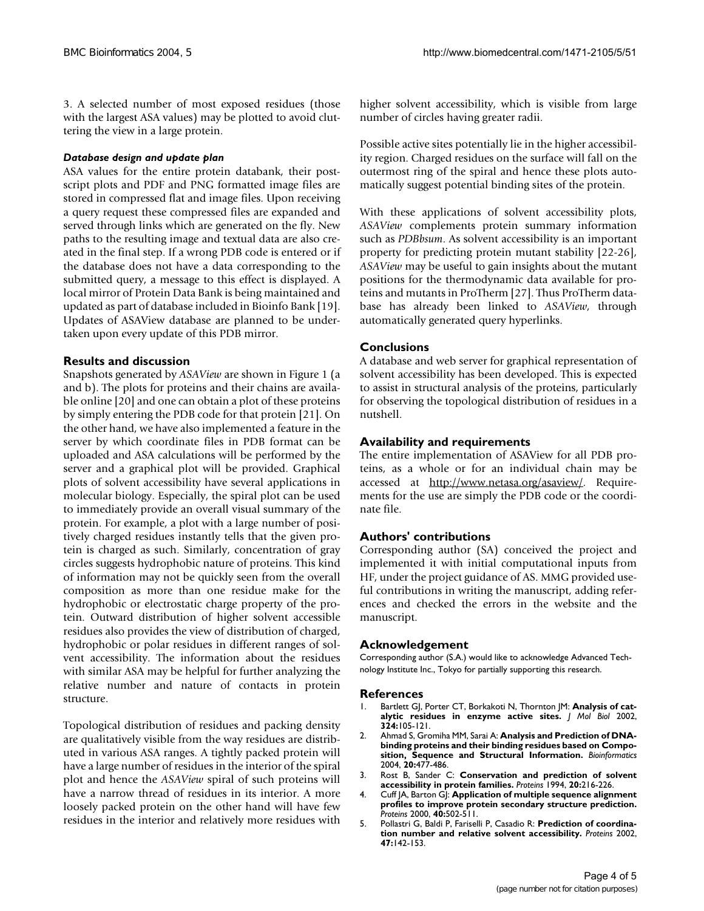3. A selected number of most exposed residues (those with the largest ASA values) may be plotted to avoid cluttering the view in a large protein.

#### *Database design and update plan*

ASA values for the entire protein databank, their postscript plots and PDF and PNG formatted image files are stored in compressed flat and image files. Upon receiving a query request these compressed files are expanded and served through links which are generated on the fly. New paths to the resulting image and textual data are also created in the final step. If a wrong PDB code is entered or if the database does not have a data corresponding to the submitted query, a message to this effect is displayed. A local mirror of Protein Data Bank is being maintained and updated as part of database included in Bioinfo Bank [19]. Updates of ASAView database are planned to be undertaken upon every update of this PDB mirror.

## Results and discussion

Snapshots generated by *ASAView* are shown in Figure 1 (a and b). The plots for proteins and their chains are available online [20] and one can obtain a plot of these proteins by simply entering the PDB code for that protein [21]. On the other hand, we have also implemented a feature in the server by which coordinate files in PDB format can be uploaded and ASA calculations will be performed by the server and a graphical plot will be provided. Graphical plots of solvent accessibility have several applications in molecular biology. Especially, the spiral plot can be used to immediately provide an overall visual summary of the protein. For example, a plot with a large number of positively charged residues instantly tells that the given protein is charged as such. Similarly, concentration of gray circles suggests hydrophobic nature of proteins. This kind of information may not be quickly seen from the overall composition as more than one residue make for the hydrophobic or electrostatic charge property of the protein. Outward distribution of higher solvent accessible residues also provides the view of distribution of charged, hydrophobic or polar residues in different ranges of solvent accessibility. The information about the residues with similar ASA may be helpful for further analyzing the relative number and nature of contacts in protein structure.

Topological distribution of residues and packing density are qualitatively visible from the way residues are distributed in various ASA ranges. A tightly packed protein will have a large number of residues in the interior of the spiral plot and hence the *ASAView* spiral of such proteins will have a narrow thread of residues in its interior. A more loosely packed protein on the other hand will have few residues in the interior and relatively more residues with higher solvent accessibility, which is visible from large number of circles having greater radii.

Possible active sites potentially lie in the higher accessibility region. Charged residues on the surface will fall on the outermost ring of the spiral and hence these plots automatically suggest potential binding sites of the protein.

With these applications of solvent accessibility plots, *ASAView* complements protein summary information such as *PDBbsum*. As solvent accessibility is an important property for predicting protein mutant stability [22-26], *ASAView* may be useful to gain insights about the mutant positions for the thermodynamic data available for proteins and mutants in ProTherm [27]. Thus ProTherm database has already been linked to *ASAView*, through automatically generated query hyperlinks.

## Conclusions

A database and web server for graphical representation of solvent accessibility has been developed. This is expected to assist in structural analysis of the proteins, particularly for observing the topological distribution of residues in a nutshell.

## Availability and requirements

The entire implementation of ASAView for all PDB proteins, as a whole or for an individual chain may be accessed at http://www.netasa.org/asaview/. Requirements for the use are simply the PDB code or the coordinate file.

## Authors' contributions

Corresponding author (SA) conceived the project and implemented it with initial computational inputs from HF, under the project guidance of AS. MMG provided useful contributions in writing the manuscript, adding references and checked the errors in the website and the manuscript.

## Acknowledgement

Corresponding author (S.A.) would like to acknowledge Advanced Technology Institute Inc., Tokyo for partially supporting this research.

## References

1. Bartlett GJ, Porter CT, Borkakoti N, Thornton JM: **Analysis of catalytic residues in enzyme active sites.** *J Mol Biol* 2002, **324:**105-121.
2. Ahmad S, Gromiha MM, Sarai A: **Analysis and Prediction of DNA-binding proteins and their binding residues based on Composition, Sequence and Structural Information.** *Bioinformatics* 2004, **20:**477-486.
3. Rost B, Sander C: **Conservation and prediction of solvent accessibility in protein families.** *Proteins* 1994, **20:**216-226.
4. Cuff JA, Barton GJ: **Application of multiple sequence alignment profiles to improve protein secondary structure prediction.** *Proteins* 2000, **40:**502-511.
5. Pollastri G, Baldi P, Fariselli P, Casadio R: **Prediction of coordination number and relative solvent accessibility.** *Proteins* 2002, **47:**142-153.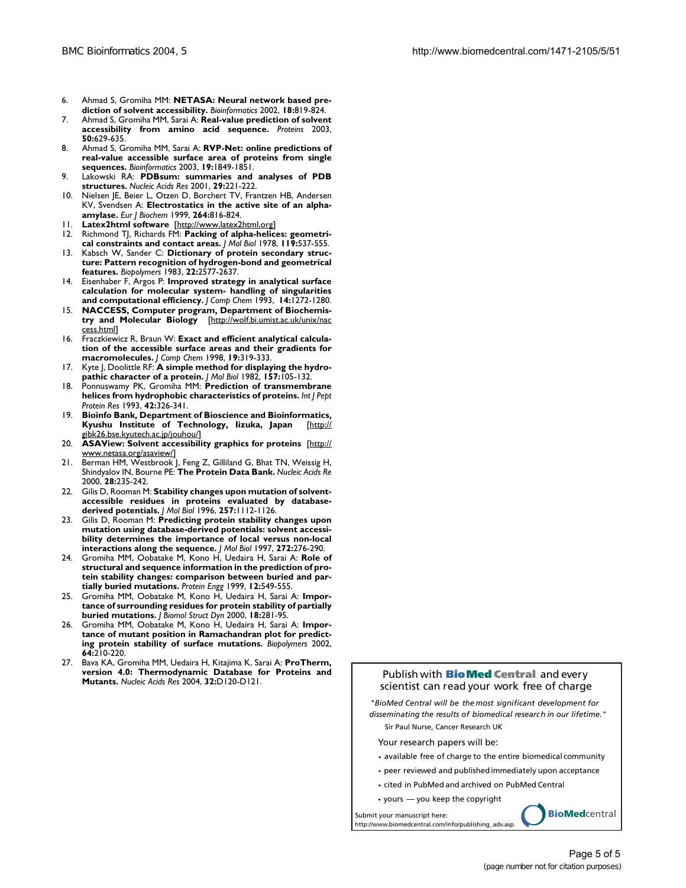6. Ahmad S, Gromiha MM: **NETASA: Neural network based prediction of solvent accessibility.** *Bioinformatics* 2002, **18:**819-824.
7. Ahmad S, Gromiha MM, Sarai A: **Real-value prediction of solvent accessibility from amino acid sequence.** *Proteins* 2003, **50:**629-635.
8. Ahmad S, Gromiha MM, Sarai A: **RVP-Net: online predictions of real-value accessible surface area of proteins from single sequences.** *Bioinformatics* 2003, **19:**1849-1851.
9. Lakowski RA: **PDBsum: summaries and analyses of PDB structures.** *Nucleic Acids Res* 2001, **29:**221-222.
10. Nielsen JE, Beier L, Otzen D, Borchert TV, Frantzen HB, Andersen KV, Svendsen A: **Electrostatics in the active site of an alpha-amylase.** *Eur J Biochem* 1999, **264:**816-824.
11. **Latex2html software** [http://www.latex2html.org]
12. Richmond TJ, Richards FM: **Packing of alpha-helices: geometrical constraints and contact areas.** *J Mol Biol* 1978, **119:**537-555.
13. Kabsch W, Sander C: **Dictionary of protein secondary structure: Pattern recognition of hydrogen-bond and geometrical features.** *Biopolymers* 1983, **22:**2577-2637.
14. Eisenhaber F, Argos P: **Improved strategy in analytical surface calculation for molecular system- handling of singularities and computational efficiency.** *J Comp Chem* 1993, **14:**1272-1280.
15. **NACCESS, Computer program, Department of Biochemistry and Molecular Biology** [http://wolf.bi.umist.ac.uk/unix/naccess.html]
16. Fraczkiewicz R, Braun W: **Exact and efficient analytical calculation of the accessible surface areas and their gradients for macromolecules.** *J Comp Chem* 1998, **19:**319-333.
17. Kyte J, Doolittle RF: **A simple method for displaying the hydropathic character of a protein.** *J Mol Biol* 1982, **157:**105-132.
18. Ponnuswamy PK, Gromiha MM: **Prediction of transmembrane helices from hydrophobic characteristics of proteins.** *Int J Pept Protein Res* 1993, **42:**326-341.
19. **Bioinfo Bank, Department of Bioscience and Bioinformatics, Kyushu Institute of Technology, Iizuka, Japan** [http://gibk26.bse.kyutech.ac.jp/jouhou/]
20. **ASAView: Solvent accessibility graphics for proteins** [http://www.netasa.org/asaview/]
21. Berman HM, Westbrook J, Feng Z, Gilliland G, Bhat TN, Weissig H, Shindyalov IN, Bourne PE: **The Protein Data Bank.** *Nucleic Acids Re* 2000, **28:**235-242.
22. Gilis D, Rooman M: **Stability changes upon mutation of solvent-accessible residues in proteins evaluated by database-derived potentials.** *J Mol Biol* 1996, **257:**1112-1126.
23. Gilis D, Rooman M: **Predicting protein stability changes upon mutation using database-derived potentials: solvent accessibility determines the importance of local versus non-local interactions along the sequence.** *J Mol Biol* 1997, **272:**276-290.
24. Gromiha MM, Oobatake M, Kono H, Uedaira H, Sarai A: **Role of structural and sequence information in the prediction of protein stability changes: comparison between buried and partially buried mutations.** *Protein Engg* 1999, **12:**549-555.
25. Gromiha MM, Oobatake M, Kono H, Uedaira H, Sarai A: **Importance of surrounding residues for protein stability of partially buried mutations.** *J Biomol Struct Dyn* 2000, **18:**281-95.
26. Gromiha MM, Oobatake M, Kono H, Uedaira H, Sarai A: **Importance of mutant position in Ramachandran plot for predicting protein stability of surface mutations.** *Biopolymers* 2002, **64:**210-220.
27. Bava KA, Gromiha MM, Uedaira H, Kitajima K, Sarai A: **ProTherm, version 4.0: Thermodynamic Database for Proteins and Mutants.** *Nucleic Acids Res* 2004, **32:**D120-D121.

Publish with **BioMed Central** and every scientist can read your work free of charge

*"BioMed Central will be the most significant development for disseminating the results of biomedical research in our lifetime."*
Sir Paul Nurse, Cancer Research UK

Your research papers will be:

- available free of charge to the entire biomedical community
- peer reviewed and published immediately upon acceptance
- cited in PubMed and archived on PubMed Central
- yours — you keep the copyright

Submit your manuscript here:
http://www.biomedcentral.com/info/publishing_adv.asp

**BioMed**central